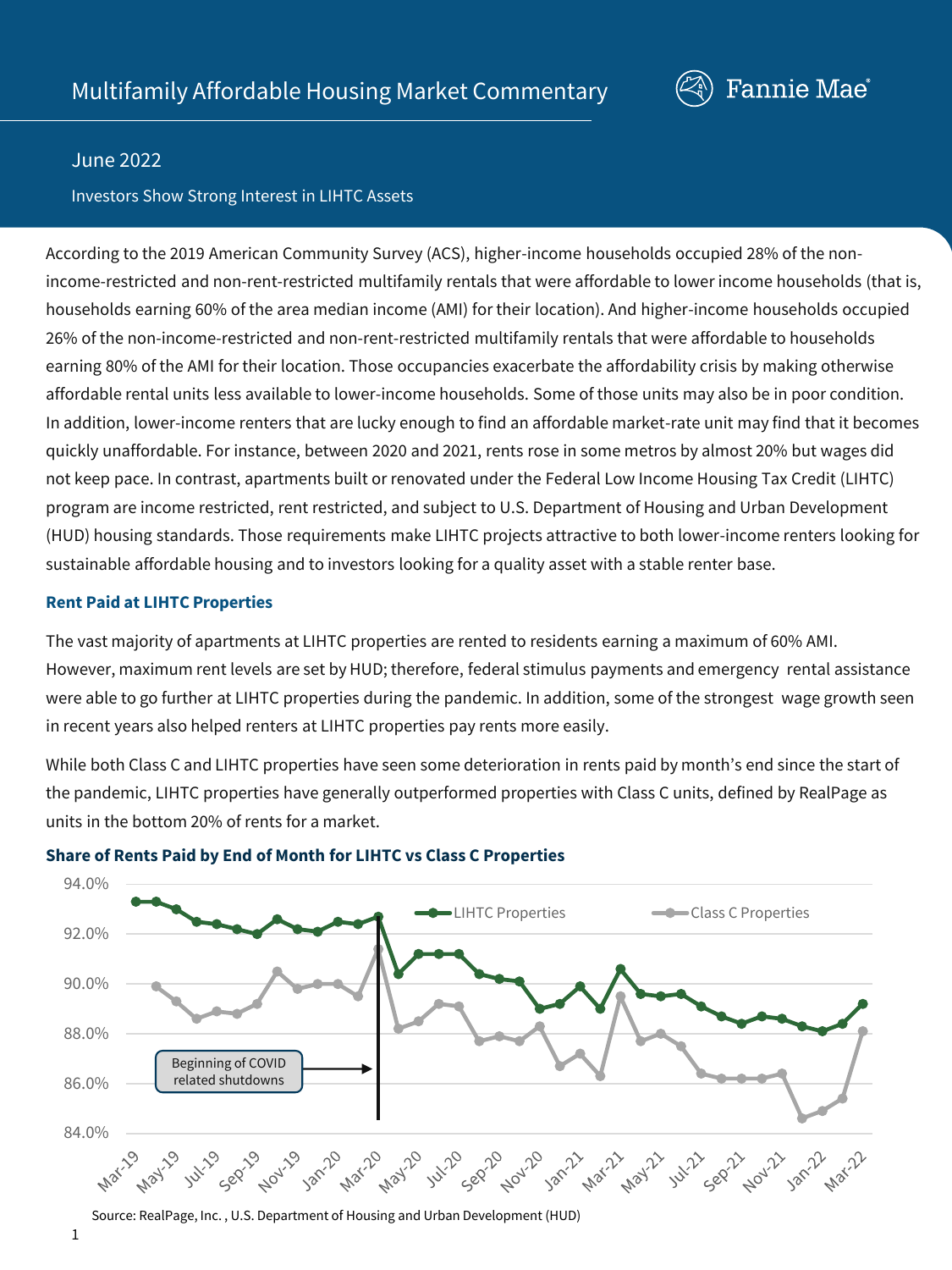# Multifamily Affordable Housing Market Commentary

June 2022

Investors Show Strong Interest in LIHTC Assets

According to the 2019 American Community Survey (ACS), higher-income households occupied 28% of the non-income-restricted and non-rent-restricted multifamily rentals that were affordable to lower income households (that is, households earning 60% of the area median income (AMI) for their location). And higher-income households occupied 26% of the non-income-restricted and non-rent-restricted multifamily rentals that were affordable to households earning 80% of the AMI for their location. Those occupancies exacerbate the affordability crisis by making otherwise affordable rental units less available to lower-income households. Some of those units may also be in poor condition. In addition, lower-income renters that are lucky enough to find an affordable market-rate unit may find that it becomes quickly unaffordable. For instance, between 2020 and 2021, rents rose in some metros by almost 20% but wages did not keep pace. In contrast, apartments built or renovated under the Federal Low Income Housing Tax Credit (LIHTC) program are income restricted, rent restricted, and subject to U.S. Department of Housing and Urban Development (HUD) housing standards. Those requirements make LIHTC projects attractive to both lower-income renters looking for sustainable affordable housing and to investors looking for a quality asset with a stable renter base.

## Rent Paid at LIHTC Properties

The vast majority of apartments at LIHTC properties are rented to residents earning a maximum of 60% AMI. However, maximum rent levels are set by HUD; therefore, federal stimulus payments and emergency rental assistance were able to go further at LIHTC properties during the pandemic. In addition, some of the strongest wage growth seen in recent years also helped renters at LIHTC properties pay rents more easily.

While both Class C and LIHTC properties have seen some deterioration in rents paid by month's end since the start of the pandemic, LIHTC properties have generally outperformed properties with Class C units, defined by RealPage as units in the bottom 20% of rents for a market.

**Share of Rents Paid by End of Month for LIHTC vs Class C Properties**

Source: RealPage, Inc. , U.S. Department of Housing and Urban Development (HUD)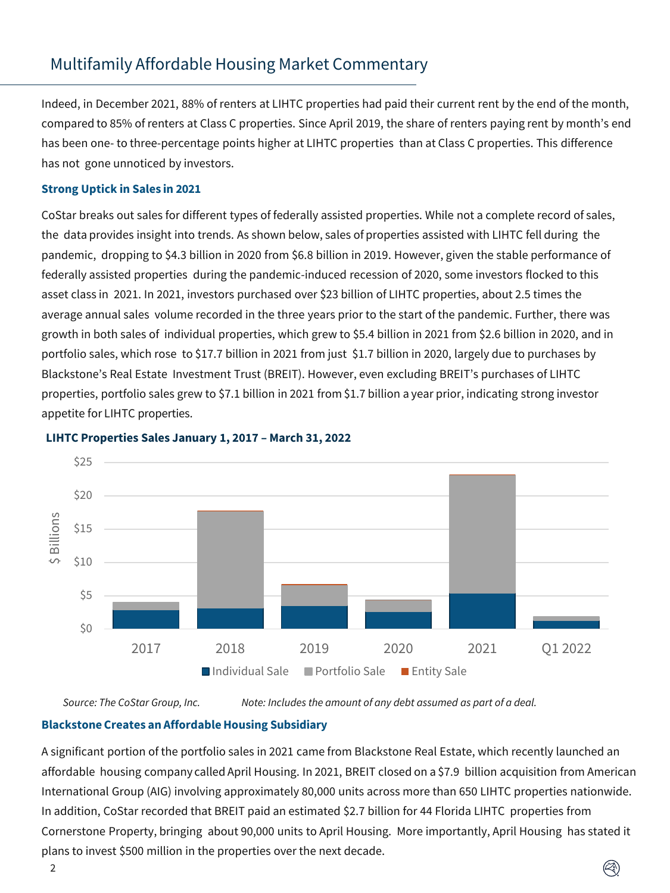## Multifamily Affordable Housing Market Commentary

Indeed, in December 2021, 88% of renters at LIHTC properties had paid their current rent by the end of the month, compared to 85% of renters at Class C properties. Since April 2019, the share of renters paying rent by month's end has been one- to three-percentage points higher at LIHTC properties than at Class C properties. This difference has not gone unnoticed by investors.

### Strong Uptick in Sales in 2021

CoStar breaks out sales for different types of federally assisted properties. While not a complete record of sales, the data provides insight into trends. As shown below, sales of properties assisted with LIHTC fell during the pandemic, dropping to $4.3 billion in 2020 from $6.8 billion in 2019. However, given the stable performance of federally assisted properties during the pandemic-induced recession of 2020, some investors flocked to this asset class in 2021. In 2021, investors purchased over $23 billion of LIHTC properties, about 2.5 times the average annual sales volume recorded in the three years prior to the start of the pandemic. Further, there was growth in both sales of individual properties, which grew to $5.4 billion in 2021 from $2.6 billion in 2020, and in portfolio sales, which rose to $17.7 billion in 2021 from just $1.7 billion in 2020, largely due to purchases by Blackstone's Real Estate Investment Trust (BREIT). However, even excluding BREIT's purchases of LIHTC properties, portfolio sales grew to $7.1 billion in 2021 from $1.7 billion a year prior, indicating strong investor appetite for LIHTC properties.

**LIHTC Properties Sales January 1, 2017 – March 31, 2022**

*Source: The CoStar Group, Inc.* *Note: Includes the amount of any debt assumed as part of a deal.*

### Blackstone Creates an Affordable Housing Subsidiary

A significant portion of the portfolio sales in 2021 came from Blackstone Real Estate, which recently launched an affordable housing company called April Housing. In 2021, BREIT closed on a $7.9 billion acquisition from American International Group (AIG) involving approximately 80,000 units across more than 650 LIHTC properties nationwide. In addition, CoStar recorded that BREIT paid an estimated $2.7 billion for 44 Florida LIHTC properties from Cornerstone Property, bringing about 90,000 units to April Housing. More importantly, April Housing has stated it plans to invest $500 million in the properties over the next decade.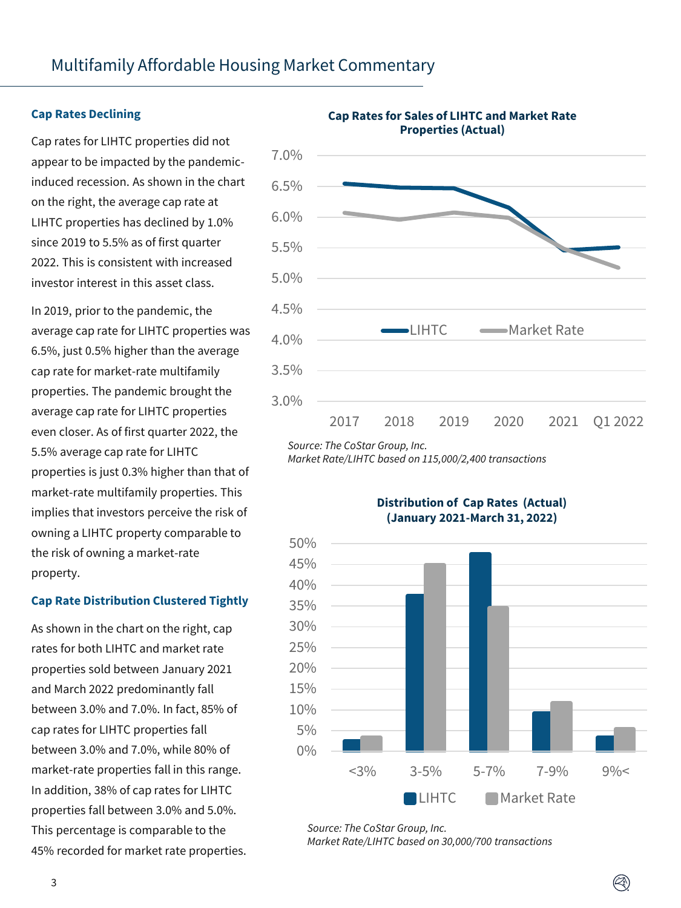# Multifamily Affordable Housing Market Commentary

### Cap Rates Declining

Cap rates for LIHTC properties did not appear to be impacted by the pandemic-induced recession. As shown in the chart on the right, the average cap rate at LIHTC properties has declined by 1.0% since 2019 to 5.5% as of first quarter 2022. This is consistent with increased investor interest in this asset class.

In 2019, prior to the pandemic, the average cap rate for LIHTC properties was 6.5%, just 0.5% higher than the average cap rate for market-rate multifamily properties. The pandemic brought the average cap rate for LIHTC properties even closer. As of first quarter 2022, the 5.5% average cap rate for LIHTC properties is just 0.3% higher than that of market-rate multifamily properties. This implies that investors perceive the risk of owning a LIHTC property comparable to the risk of owning a market-rate property.

### Cap Rate Distribution Clustered Tightly

As shown in the chart on the right, cap rates for both LIHTC and market rate properties sold between January 2021 and March 2022 predominantly fall between 3.0% and 7.0%. In fact, 85% of cap rates for LIHTC properties fall between 3.0% and 7.0%, while 80% of market-rate properties fall in this range. In addition, 38% of cap rates for LIHTC properties fall between 3.0% and 5.0%. This percentage is comparable to the 45% recorded for market rate properties.

**Cap Rates for Sales of LIHTC and Market Rate Properties (Actual)**

*Source: The CoStar Group, Inc.*
*Market Rate/LIHTC based on 115,000/2,400 transactions*

**Distribution of Cap Rates (Actual) (January 2021-March 31, 2022)**

*Source: The CoStar Group, Inc.*
*Market Rate/LIHTC based on 30,000/700 transactions*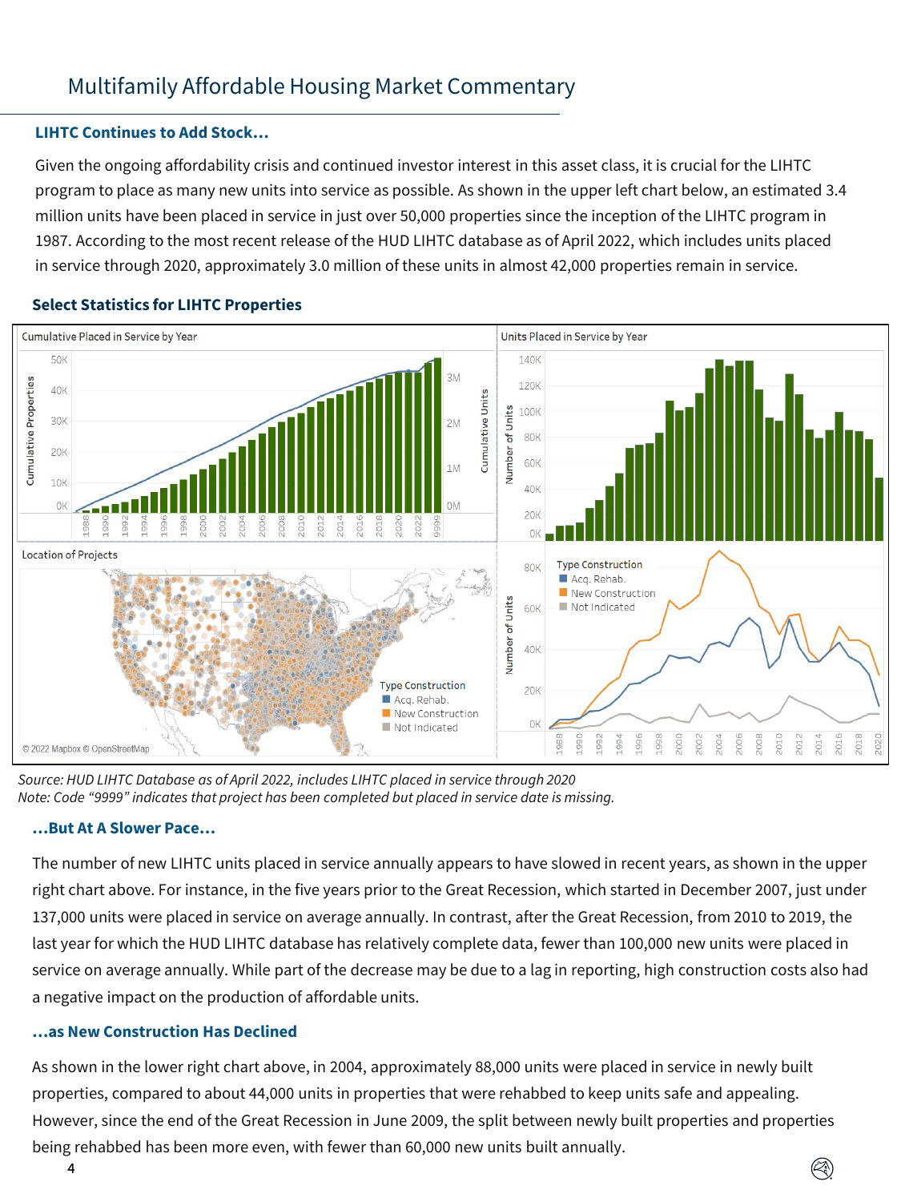# Multifamily Affordable Housing Market Commentary

### LIHTC Continues to Add Stock…

Given the ongoing affordability crisis and continued investor interest in this asset class, it is crucial for the LIHTC program to place as many new units into service as possible. As shown in the upper left chart below, an estimated 3.4 million units have been placed in service in just over 50,000 properties since the inception of the LIHTC program in 1987. According to the most recent release of the HUD LIHTC database as of April 2022, which includes units placed in service through 2020, approximately 3.0 million of these units in almost 42,000 properties remain in service.

### Select Statistics for LIHTC Properties

*Source: HUD LIHTC Database as of April 2022, includes LIHTC placed in service through 2020*
*Note: Code "9999" indicates that project has been completed but placed in service date is missing.*

### …But At A Slower Pace…

The number of new LIHTC units placed in service annually appears to have slowed in recent years, as shown in the upper right chart above. For instance, in the five years prior to the Great Recession, which started in December 2007, just under 137,000 units were placed in service on average annually. In contrast, after the Great Recession, from 2010 to 2019, the last year for which the HUD LIHTC database has relatively complete data, fewer than 100,000 new units were placed in service on average annually. While part of the decrease may be due to a lag in reporting, high construction costs also had a negative impact on the production of affordable units.

### …as New Construction Has Declined

As shown in the lower right chart above, in 2004, approximately 88,000 units were placed in service in newly built properties, compared to about 44,000 units in properties that were rehabbed to keep units safe and appealing. However, since the end of the Great Recession in June 2009, the split between newly built properties and properties being rehabbed has been more even, with fewer than 60,000 new units built annually.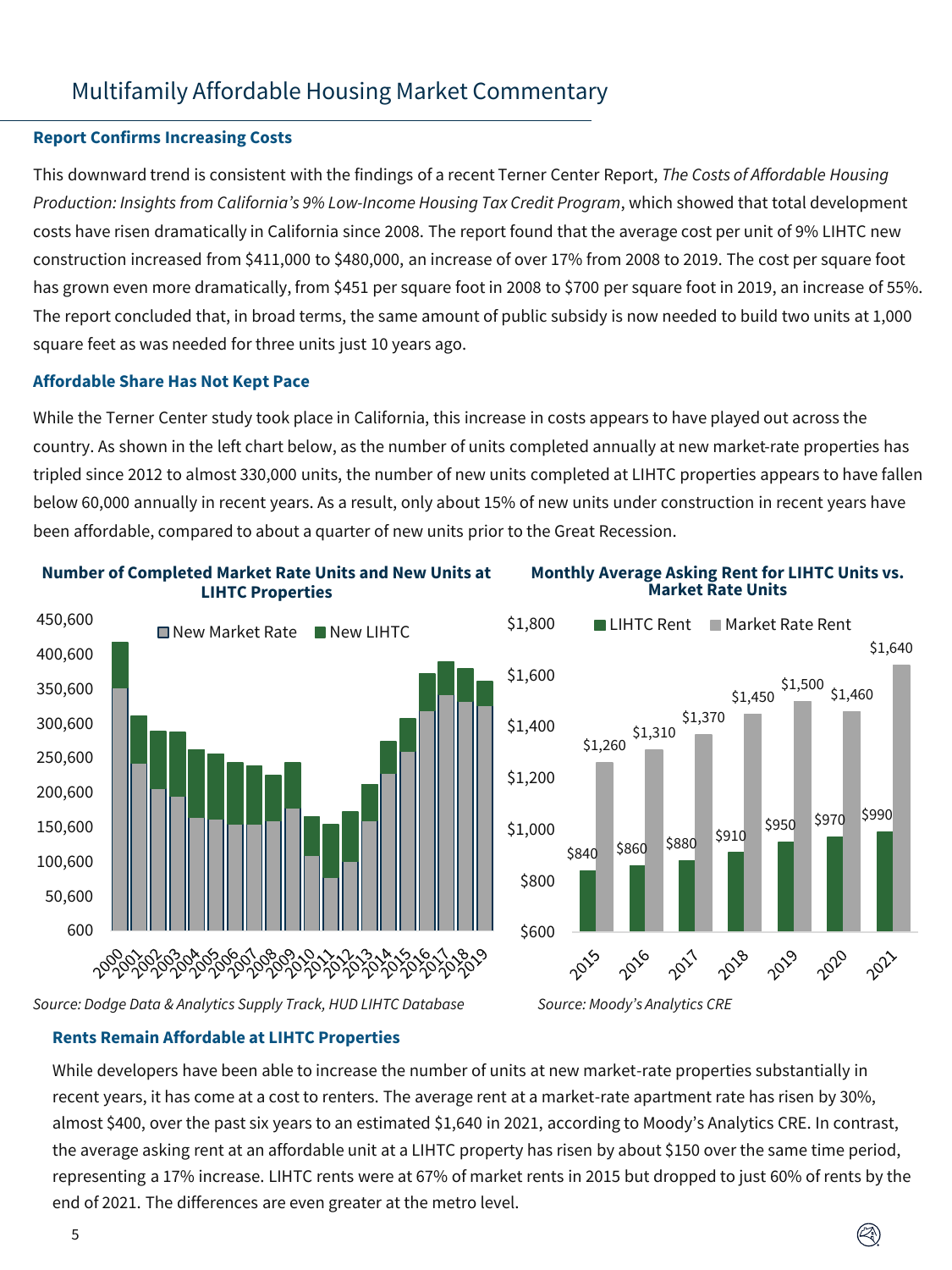# Multifamily Affordable Housing Market Commentary

### Report Confirms Increasing Costs

This downward trend is consistent with the findings of a recent Terner Center Report, *The Costs of Affordable Housing Production: Insights from California's 9% Low-Income Housing Tax Credit Program*, which showed that total development costs have risen dramatically in California since 2008. The report found that the average cost per unit of 9% LIHTC new construction increased from $411,000 to $480,000, an increase of over 17% from 2008 to 2019. The cost per square foot has grown even more dramatically, from $451 per square foot in 2008 to $700 per square foot in 2019, an increase of 55%. The report concluded that, in broad terms, the same amount of public subsidy is now needed to build two units at 1,000 square feet as was needed for three units just 10 years ago.

### Affordable Share Has Not Kept Pace

While the Terner Center study took place in California, this increase in costs appears to have played out across the country. As shown in the left chart below, as the number of units completed annually at new market-rate properties has tripled since 2012 to almost 330,000 units, the number of new units completed at LIHTC properties appears to have fallen below 60,000 annually in recent years. As a result, only about 15% of new units under construction in recent years have been affordable, compared to about a quarter of new units prior to the Great Recession.

**Number of Completed Market Rate Units and New Units at LIHTC Properties**

*Source: Dodge Data & Analytics Supply Track, HUD LIHTC Database*

**Monthly Average Asking Rent for LIHTC Units vs. Market Rate Units**

| Year | LIHTC Rent | Market Rate Rent |
|---|---|---|
| 2015 | $840 | $1,260 |
| 2016 | $860 | $1,310 |
| 2017 | $880 | $1,370 |
| 2018 | $910 | $1,450 |
| 2019 | $950 | $1,500 |
| 2020 | $970 | $1,460 |
| 2021 | $990 | $1,640 |

*Source: Moody's Analytics CRE*

### Rents Remain Affordable at LIHTC Properties

While developers have been able to increase the number of units at new market-rate properties substantially in recent years, it has come at a cost to renters. The average rent at a market-rate apartment rate has risen by 30%, almost $400, over the past six years to an estimated $1,640 in 2021, according to Moody's Analytics CRE. In contrast, the average asking rent at an affordable unit at a LIHTC property has risen by about $150 over the same time period, representing a 17% increase. LIHTC rents were at 67% of market rents in 2015 but dropped to just 60% of rents by the end of 2021. The differences are even greater at the metro level.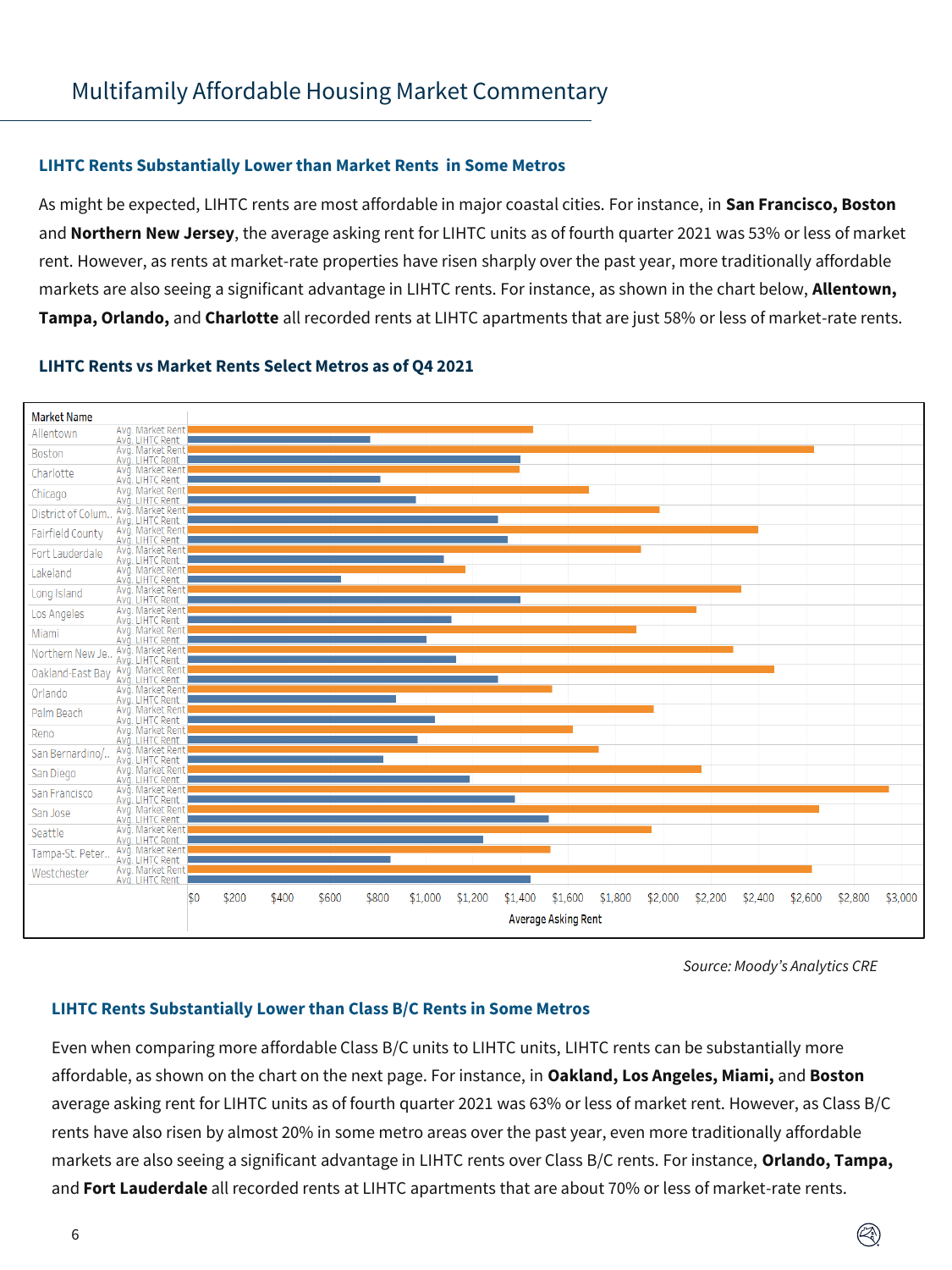# Multifamily Affordable Housing Market Commentary

### LIHTC Rents Substantially Lower than Market Rents in Some Metros

As might be expected, LIHTC rents are most affordable in major coastal cities. For instance, in **San Francisco, Boston** and **Northern New Jersey**, the average asking rent for LIHTC units as of fourth quarter 2021 was 53% or less of market rent. However, as rents at market-rate properties have risen sharply over the past year, more traditionally affordable markets are also seeing a significant advantage in LIHTC rents. For instance, as shown in the chart below, **Allentown, Tampa, Orlando,** and **Charlotte** all recorded rents at LIHTC apartments that are just 58% or less of market-rate rents.

### LIHTC Rents vs Market Rents Select Metros as of Q4 2021

Market Name: Allentown, Boston, Charlotte, Chicago, District of Colum.., Fairfield County, Fort Lauderdale, Lakeland, Long Island, Los Angeles, Miami, Northern New Je.., Oakland-East Bay, Orlando, Palm Beach, Reno, San Bernardino/.., San Diego, San Francisco, San Jose, Seattle, Tampa-St. Peter.., Westchester

Series: Avg. Market Rent; Avg. LIHTC Rent

Average Asking Rent: $0, $200, $400, $600, $800, $1,000, $1,200, $1,400, $1,600, $1,800, $2,000, $2,200, $2,400, $2,600, $2,800, $3,000

*Source: Moody's Analytics CRE*

### LIHTC Rents Substantially Lower than Class B/C Rents in Some Metros

Even when comparing more affordable Class B/C units to LIHTC units, LIHTC rents can be substantially more affordable, as shown on the chart on the next page. For instance, in **Oakland, Los Angeles, Miami,** and **Boston** average asking rent for LIHTC units as of fourth quarter 2021 was 63% or less of market rent. However, as Class B/C rents have also risen by almost 20% in some metro areas over the past year, even more traditionally affordable markets are also seeing a significant advantage in LIHTC rents over Class B/C rents. For instance, **Orlando, Tampa,** and **Fort Lauderdale** all recorded rents at LIHTC apartments that are about 70% or less of market-rate rents.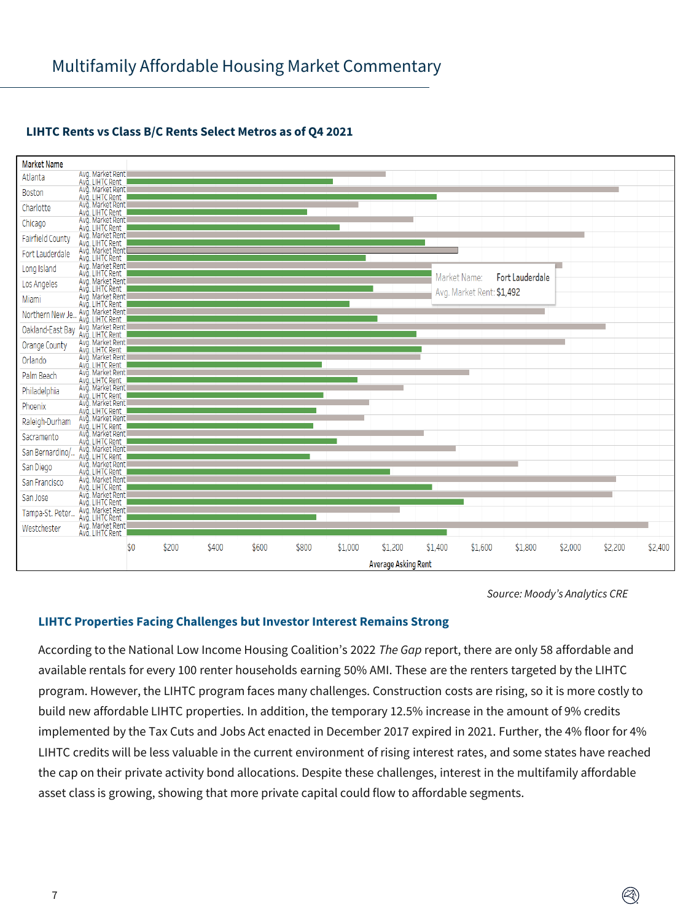# Multifamily Affordable Housing Market Commentary

### LIHTC Rents vs Class B/C Rents Select Metros as of Q4 2021

*Source: Moody's Analytics CRE*

### LIHTC Properties Facing Challenges but Investor Interest Remains Strong

According to the National Low Income Housing Coalition's 2022 *The Gap* report, there are only 58 affordable and available rentals for every 100 renter households earning 50% AMI. These are the renters targeted by the LIHTC program. However, the LIHTC program faces many challenges. Construction costs are rising, so it is more costly to build new affordable LIHTC properties. In addition, the temporary 12.5% increase in the amount of 9% credits implemented by the Tax Cuts and Jobs Act enacted in December 2017 expired in 2021. Further, the 4% floor for 4% LIHTC credits will be less valuable in the current environment of rising interest rates, and some states have reached the cap on their private activity bond allocations. Despite these challenges, interest in the multifamily affordable asset class is growing, showing that more private capital could flow to affordable segments.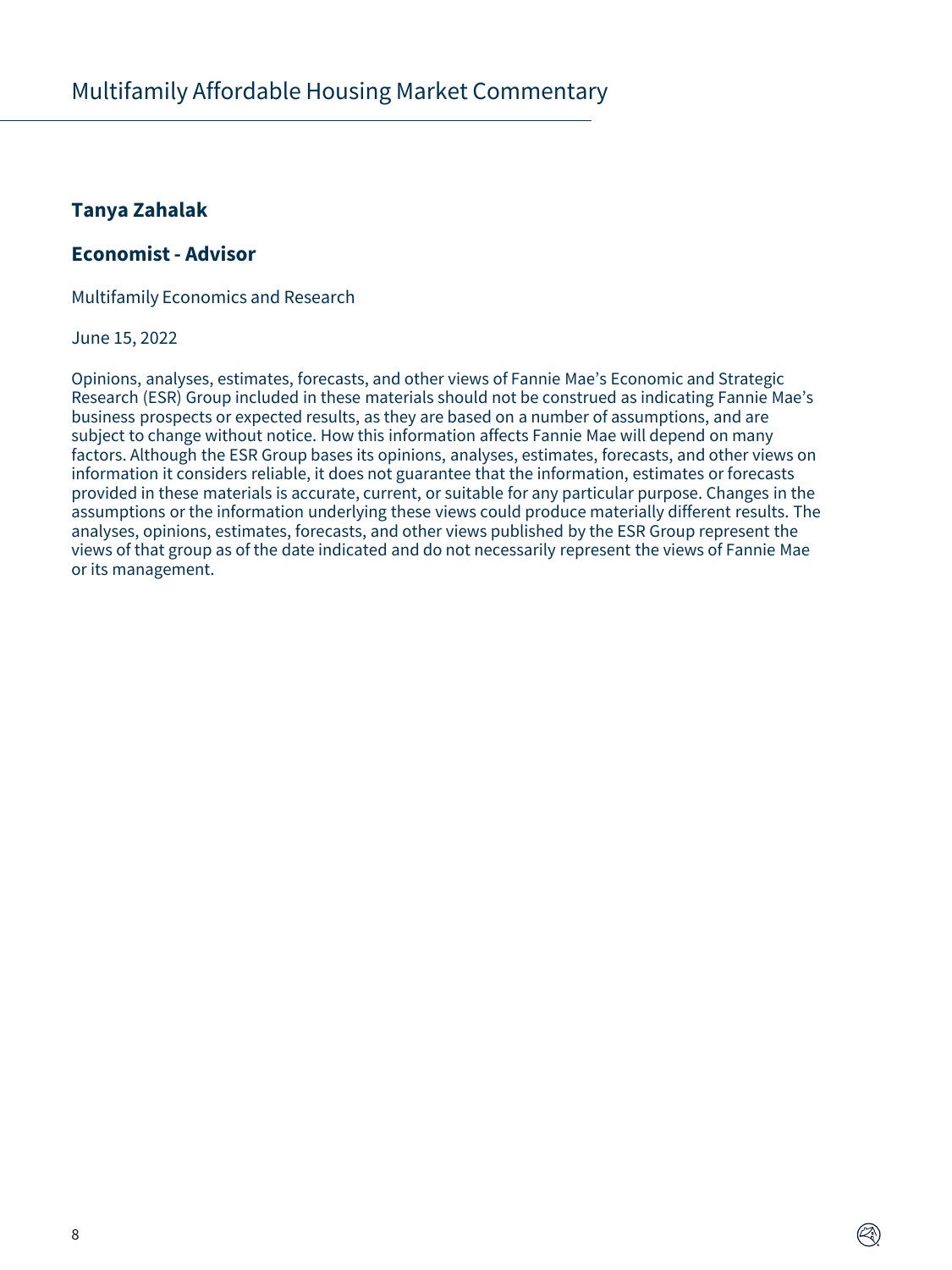**Tanya Zahalak**

**Economist - Advisor**

Multifamily Economics and Research

June 15, 2022

Opinions, analyses, estimates, forecasts, and other views of Fannie Mae's Economic and Strategic Research (ESR) Group included in these materials should not be construed as indicating Fannie Mae's business prospects or expected results, as they are based on a number of assumptions, and are subject to change without notice. How this information affects Fannie Mae will depend on many factors. Although the ESR Group bases its opinions, analyses, estimates, forecasts, and other views on information it considers reliable, it does not guarantee that the information, estimates or forecasts provided in these materials is accurate, current, or suitable for any particular purpose. Changes in the assumptions or the information underlying these views could produce materially different results. The analyses, opinions, estimates, forecasts, and other views published by the ESR Group represent the views of that group as of the date indicated and do not necessarily represent the views of Fannie Mae or its management.